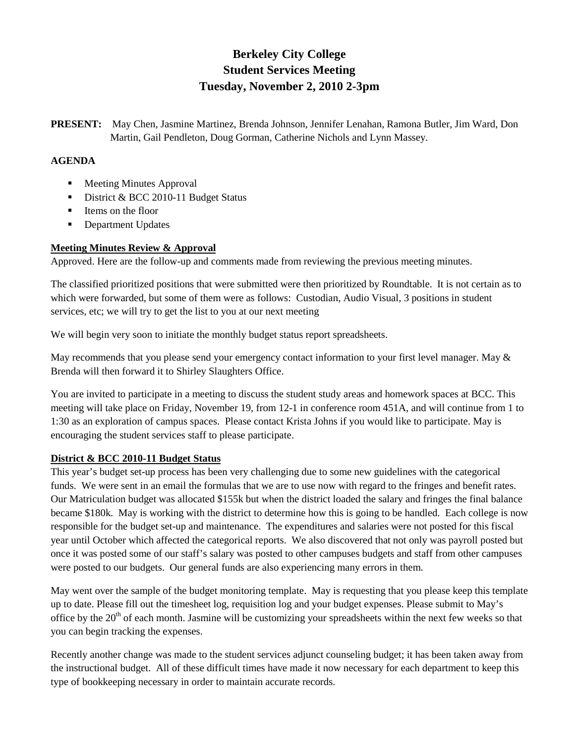# Berkeley City College
## Student Services Meeting
## Tuesday, November 2, 2010 2-3pm

**PRESENT:** May Chen, Jasmine Martinez, Brenda Johnson, Jennifer Lenahan, Ramona Butler, Jim Ward, Don Martin, Gail Pendleton, Doug Gorman, Catherine Nichols and Lynn Massey.

**AGENDA**

- Meeting Minutes Approval
- District & BCC 2010-11 Budget Status
- Items on the floor
- Department Updates

**Meeting Minutes Review & Approval**

Approved. Here are the follow-up and comments made from reviewing the previous meeting minutes.

The classified prioritized positions that were submitted were then prioritized by Roundtable. It is not certain as to which were forwarded, but some of them were as follows: Custodian, Audio Visual, 3 positions in student services, etc; we will try to get the list to you at our next meeting

We will begin very soon to initiate the monthly budget status report spreadsheets.

May recommends that you please send your emergency contact information to your first level manager. May & Brenda will then forward it to Shirley Slaughters Office.

You are invited to participate in a meeting to discuss the student study areas and homework spaces at BCC. This meeting will take place on Friday, November 19, from 12-1 in conference room 451A, and will continue from 1 to 1:30 as an exploration of campus spaces. Please contact Krista Johns if you would like to participate. May is encouraging the student services staff to please participate.

**District & BCC 2010-11 Budget Status**

This year's budget set-up process has been very challenging due to some new guidelines with the categorical funds. We were sent in an email the formulas that we are to use now with regard to the fringes and benefit rates. Our Matriculation budget was allocated $155k but when the district loaded the salary and fringes the final balance became $180k. May is working with the district to determine how this is going to be handled. Each college is now responsible for the budget set-up and maintenance. The expenditures and salaries were not posted for this fiscal year until October which affected the categorical reports. We also discovered that not only was payroll posted but once it was posted some of our staff's salary was posted to other campuses budgets and staff from other campuses were posted to our budgets. Our general funds are also experiencing many errors in them.

May went over the sample of the budget monitoring template. May is requesting that you please keep this template up to date. Please fill out the timesheet log, requisition log and your budget expenses. Please submit to May's office by the 20th of each month. Jasmine will be customizing your spreadsheets within the next few weeks so that you can begin tracking the expenses.

Recently another change was made to the student services adjunct counseling budget; it has been taken away from the instructional budget. All of these difficult times have made it now necessary for each department to keep this type of bookkeeping necessary in order to maintain accurate records.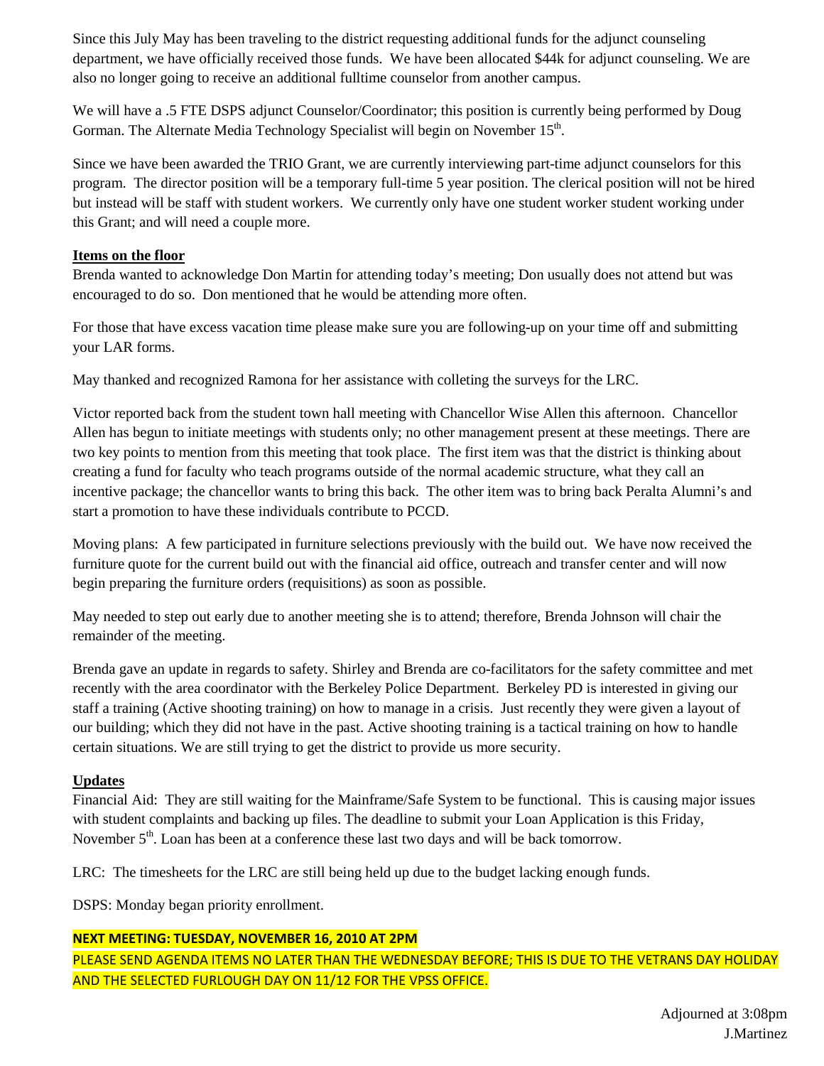Since this July May has been traveling to the district requesting additional funds for the adjunct counseling department, we have officially received those funds. We have been allocated $44k for adjunct counseling. We are also no longer going to receive an additional fulltime counselor from another campus.

We will have a .5 FTE DSPS adjunct Counselor/Coordinator; this position is currently being performed by Doug Gorman. The Alternate Media Technology Specialist will begin on November 15th.

Since we have been awarded the TRIO Grant, we are currently interviewing part-time adjunct counselors for this program. The director position will be a temporary full-time 5 year position. The clerical position will not be hired but instead will be staff with student workers. We currently only have one student worker student working under this Grant; and will need a couple more.

**Items on the floor**

Brenda wanted to acknowledge Don Martin for attending today's meeting; Don usually does not attend but was encouraged to do so. Don mentioned that he would be attending more often.

For those that have excess vacation time please make sure you are following-up on your time off and submitting your LAR forms.

May thanked and recognized Ramona for her assistance with colleting the surveys for the LRC.

Victor reported back from the student town hall meeting with Chancellor Wise Allen this afternoon. Chancellor Allen has begun to initiate meetings with students only; no other management present at these meetings. There are two key points to mention from this meeting that took place. The first item was that the district is thinking about creating a fund for faculty who teach programs outside of the normal academic structure, what they call an incentive package; the chancellor wants to bring this back. The other item was to bring back Peralta Alumni's and start a promotion to have these individuals contribute to PCCD.

Moving plans: A few participated in furniture selections previously with the build out. We have now received the furniture quote for the current build out with the financial aid office, outreach and transfer center and will now begin preparing the furniture orders (requisitions) as soon as possible.

May needed to step out early due to another meeting she is to attend; therefore, Brenda Johnson will chair the remainder of the meeting.

Brenda gave an update in regards to safety. Shirley and Brenda are co-facilitators for the safety committee and met recently with the area coordinator with the Berkeley Police Department. Berkeley PD is interested in giving our staff a training (Active shooting training) on how to manage in a crisis. Just recently they were given a layout of our building; which they did not have in the past. Active shooting training is a tactical training on how to handle certain situations. We are still trying to get the district to provide us more security.

**Updates**

Financial Aid: They are still waiting for the Mainframe/Safe System to be functional. This is causing major issues with student complaints and backing up files. The deadline to submit your Loan Application is this Friday, November 5th. Loan has been at a conference these last two days and will be back tomorrow.

LRC: The timesheets for the LRC are still being held up due to the budget lacking enough funds.

DSPS: Monday began priority enrollment.

**NEXT MEETING: TUESDAY, NOVEMBER 16, 2010 AT 2PM**

PLEASE SEND AGENDA ITEMS NO LATER THAN THE WEDNESDAY BEFORE; THIS IS DUE TO THE VETRANS DAY HOLIDAY AND THE SELECTED FURLOUGH DAY ON 11/12 FOR THE VPSS OFFICE.

Adjourned at 3:08pm
J.Martinez